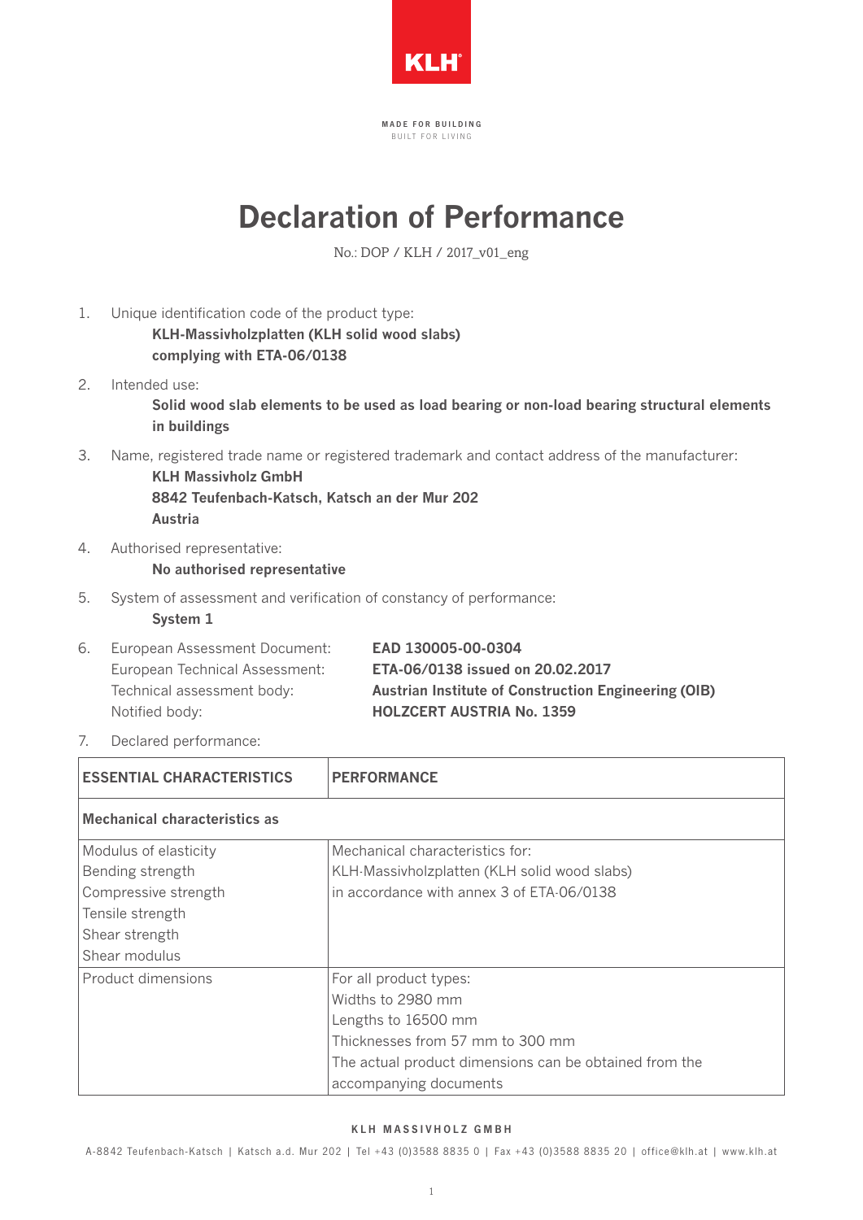KLH

MADE FOR BUILDING
BUILT FOR LIVING

# Declaration of Performance

No.: DOP / KLH / 2017_v01_eng

1. Unique identification code of the product type:
   **KLH-Massivholzplatten (KLH solid wood slabs)**
   **complying with ETA-06/0138**

2. Intended use:
   **Solid wood slab elements to be used as load bearing or non-load bearing structural elements in buildings**

3. Name, registered trade name or registered trademark and contact address of the manufacturer:
   **KLH Massivholz GmbH**
   **8842 Teufenbach-Katsch, Katsch an der Mur 202**
   **Austria**

4. Authorised representative:
   **No authorised representative**

5. System of assessment and verification of constancy of performance:
   **System 1**

6. European Assessment Document: **EAD 130005-00-0304**
   European Technical Assessment: **ETA-06/0138 issued on 20.02.2017**
   Technical assessment body: **Austrian Institute of Construction Engineering (OIB)**
   Notified body: **HOLZCERT AUSTRIA No. 1359**

7. Declared performance:

| **ESSENTIAL CHARACTERISTICS** | **PERFORMANCE** |
|---|---|
| **Mechanical characteristics as** | |
| Modulus of elasticity<br>Bending strength<br>Compressive strength<br>Tensile strength<br>Shear strength<br>Shear modulus | Mechanical characteristics for:<br>KLH-Massivholzplatten (KLH solid wood slabs)<br>in accordance with annex 3 of ETA-06/0138 |
| Product dimensions | For all product types:<br>Widths to 2980 mm<br>Lengths to 16500 mm<br>Thicknesses from 57 mm to 300 mm<br>The actual product dimensions can be obtained from the accompanying documents |

**KLH MASSIVHOLZ GMBH**

A-8842 Teufenbach-Katsch | Katsch a.d. Mur 202 | Tel +43 (0)3588 8835 0 | Fax +43 (0)3588 8835 20 | office@klh.at | www.klh.at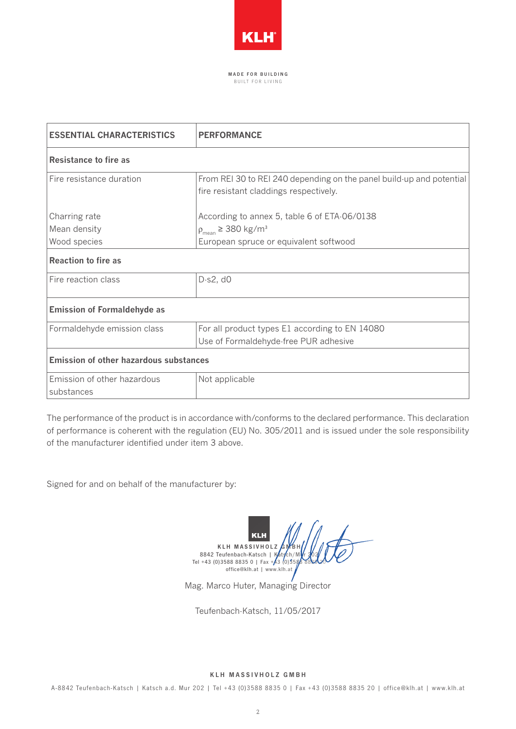| ESSENTIAL CHARACTERISTICS | PERFORMANCE |
|---|---|
| **Resistance to fire as** | |
| Fire resistance duration | From REI 30 to REI 240 depending on the panel build-up and potential fire resistant claddings respectively. |
| Charring rate | According to annex 5, table 6 of ETA-06/0138 |
| Mean density | $\rho_{mean} \geq 380$ kg/m³ |
| Wood species | European spruce or equivalent softwood |
| **Reaction to fire as** | |
| Fire reaction class | D-s2, d0 |
| **Emission of Formaldehyde as** | |
| Formaldehyde emission class | For all product types E1 according to EN 14080<br>Use of Formaldehyde-free PUR adhesive |
| **Emission of other hazardous substances** | |
| Emission of other hazardous substances | Not applicable |

The performance of the product is in accordance with/conforms to the declared performance. This declaration of performance is coherent with the regulation (EU) No. 305/2011 and is issued under the sole responsibility of the manufacturer identified under item 3 above.

Signed for and on behalf of the manufacturer by:

KLH MASSIVHOLZ GMBH
8842 Teufenbach-Katsch | Katsch/Mur 202
Tel +43 (0)3588 8835 0 | Fax +43 (0)3588 8835 20
office@klh.at | www.klh.at

Mag. Marco Huter, Managing Director

Teufenbach-Katsch, 11/05/2017